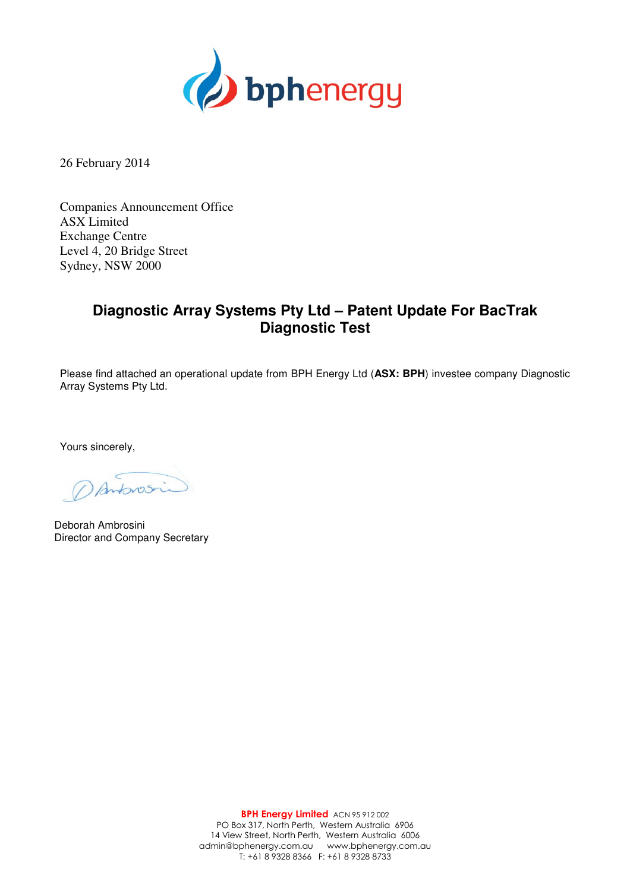**bphenergy**

26 February 2014

Companies Announcement Office
ASX Limited
Exchange Centre
Level 4, 20 Bridge Street
Sydney, NSW 2000

## Diagnostic Array Systems Pty Ltd – Patent Update For BacTrak Diagnostic Test

Please find attached an operational update from BPH Energy Ltd (**ASX: BPH**) investee company Diagnostic Array Systems Pty Ltd.

Yours sincerely,

Deborah Ambrosini
Director and Company Secretary

**BPH Energy Limited** ACN 95 912 002
PO Box 317, North Perth, Western Australia 6906
14 View Street, North Perth, Western Australia 6006
admin@bphenergy.com.au www.bphenergy.com.au
T: +61 8 9328 8366 F: +61 8 9328 8733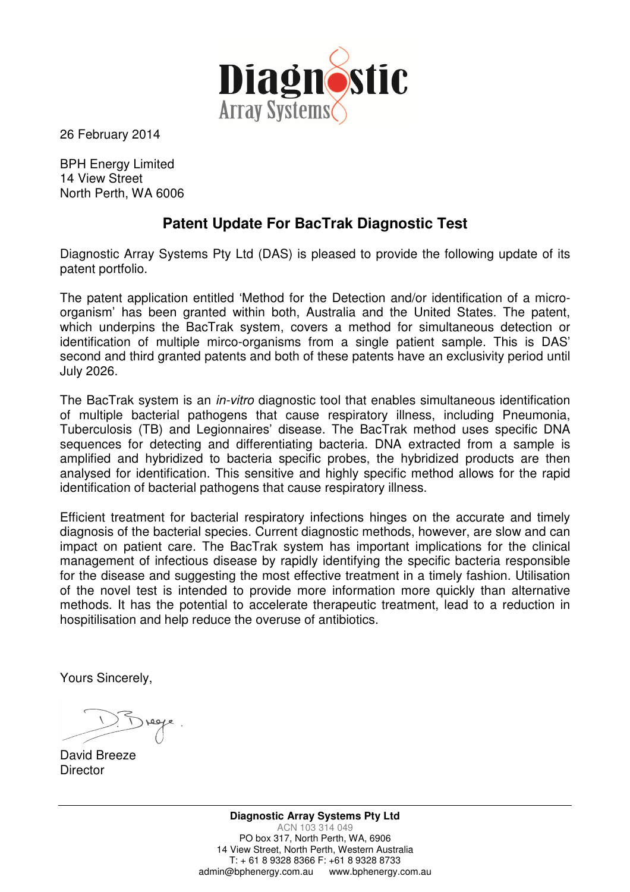Diagnostic
Array Systems

26 February 2014

BPH Energy Limited
14 View Street
North Perth, WA 6006

## Patent Update For BacTrak Diagnostic Test

Diagnostic Array Systems Pty Ltd (DAS) is pleased to provide the following update of its patent portfolio.

The patent application entitled 'Method for the Detection and/or identification of a micro-organism' has been granted within both, Australia and the United States. The patent, which underpins the BacTrak system, covers a method for simultaneous detection or identification of multiple mirco-organisms from a single patient sample. This is DAS' second and third granted patents and both of these patents have an exclusivity period until July 2026.

The BacTrak system is an *in-vitro* diagnostic tool that enables simultaneous identification of multiple bacterial pathogens that cause respiratory illness, including Pneumonia, Tuberculosis (TB) and Legionnaires' disease. The BacTrak method uses specific DNA sequences for detecting and differentiating bacteria. DNA extracted from a sample is amplified and hybridized to bacteria specific probes, the hybridized products are then analysed for identification. This sensitive and highly specific method allows for the rapid identification of bacterial pathogens that cause respiratory illness.

Efficient treatment for bacterial respiratory infections hinges on the accurate and timely diagnosis of the bacterial species. Current diagnostic methods, however, are slow and can impact on patient care. The BacTrak system has important implications for the clinical management of infectious disease by rapidly identifying the specific bacteria responsible for the disease and suggesting the most effective treatment in a timely fashion. Utilisation of the novel test is intended to provide more information more quickly than alternative methods. It has the potential to accelerate therapeutic treatment, lead to a reduction in hospitilisation and help reduce the overuse of antibiotics.

Yours Sincerely,

David Breeze
Director

**Diagnostic Array Systems Pty Ltd**
ACN 103 314 049
PO box 317, North Perth, WA, 6906
14 View Street, North Perth, Western Australia
T: + 61 8 9328 8366 F: +61 8 9328 8733
admin@bphenergy.com.au www.bphenergy.com.au